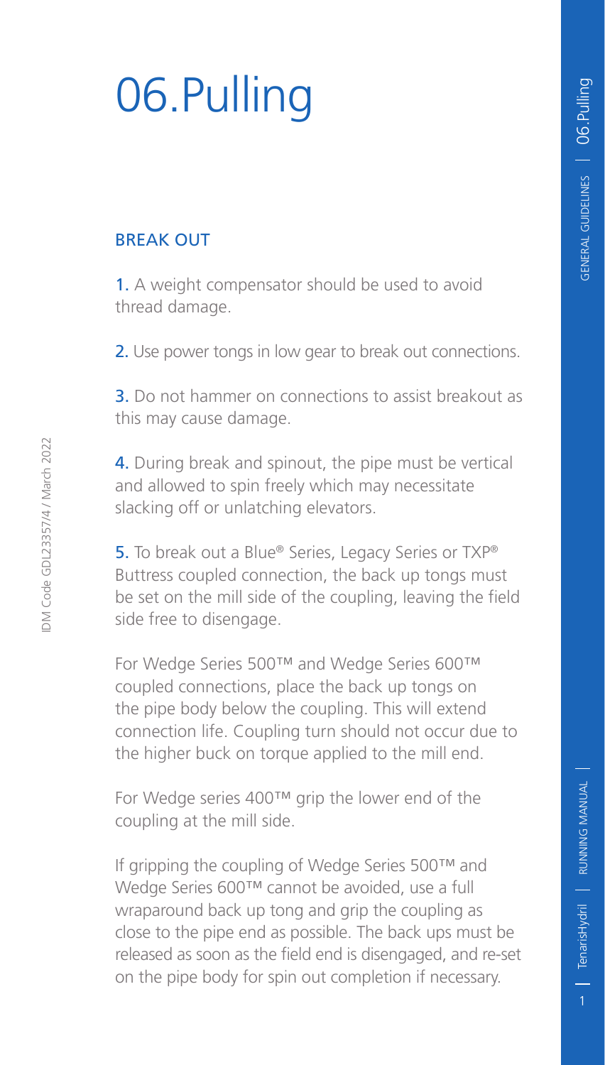# 06.Pulling

## BREAK OUT

1. A weight compensator should be used to avoid thread damage.

2. Use power tongs in low gear to break out connections.

3. Do not hammer on connections to assist breakout as this may cause damage.

4. During break and spinout, the pipe must be vertical and allowed to spin freely which may necessitate slacking off or unlatching elevators.

5. To break out a Blue® Series, Legacy Series or TXP® Buttress coupled connection, the back up tongs must be set on the mill side of the coupling, leaving the field side free to disengage.

For Wedge Series 500™ and Wedge Series 600™ coupled connections, place the back up tongs on the pipe body below the coupling. This will extend connection life. Coupling turn should not occur due to the higher buck on torque applied to the mill end.

For Wedge series 400™ grip the lower end of the coupling at the mill side.

If gripping the coupling of Wedge Series 500™ and Wedge Series 600™ cannot be avoided, use a full wraparound back up tong and grip the coupling as close to the pipe end as possible. The back ups must be released as soon as the field end is disengaged, and re-set on the pipe body for spin out completion if necessary.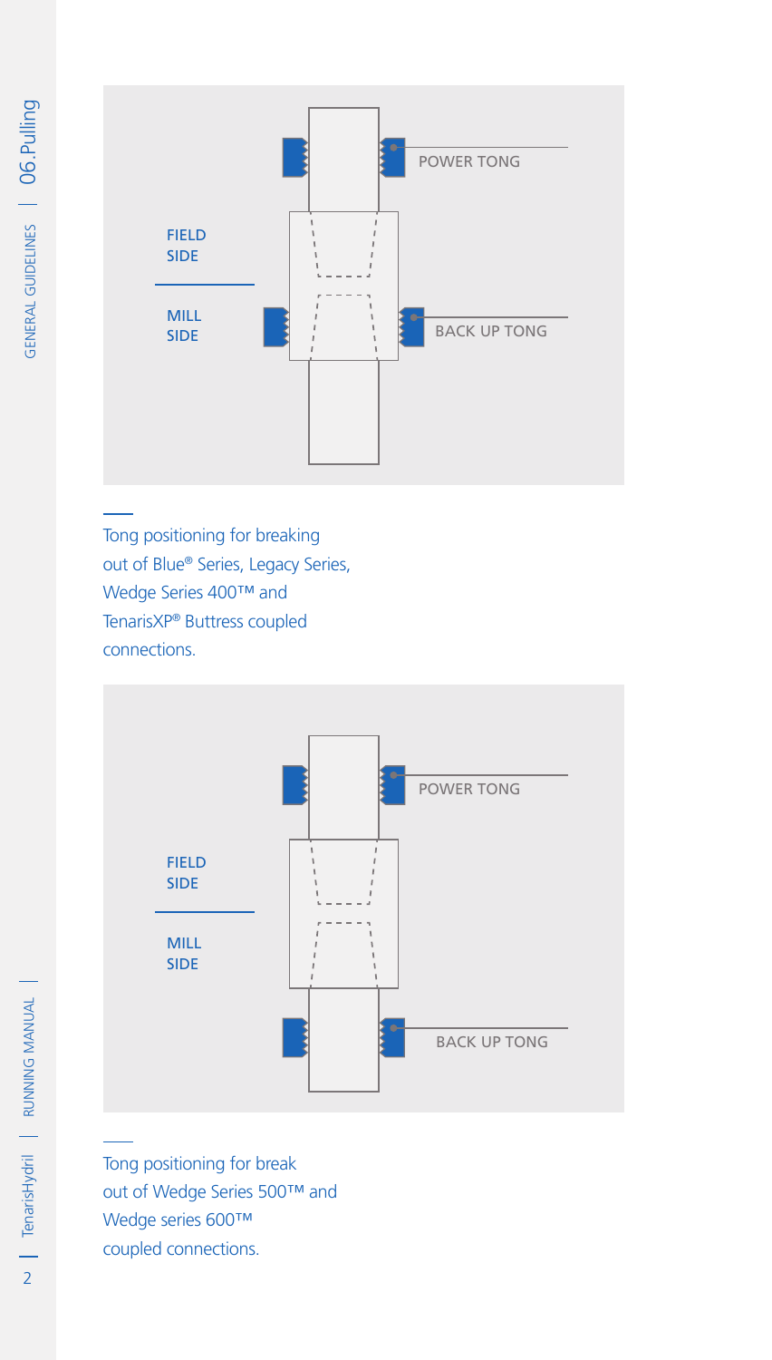FIELD SIDE

MILL SIDE

POWER TONG

BACK UP TONG

Tong positioning for breaking out of Blue® Series, Legacy Series, Wedge Series 400™ and TenarisXP® Buttress coupled connections.

FIELD SIDE

MILL SIDE

POWER TONG

BACK UP TONG

Tong positioning for break out of Wedge Series 500™ and Wedge series 600™ coupled connections.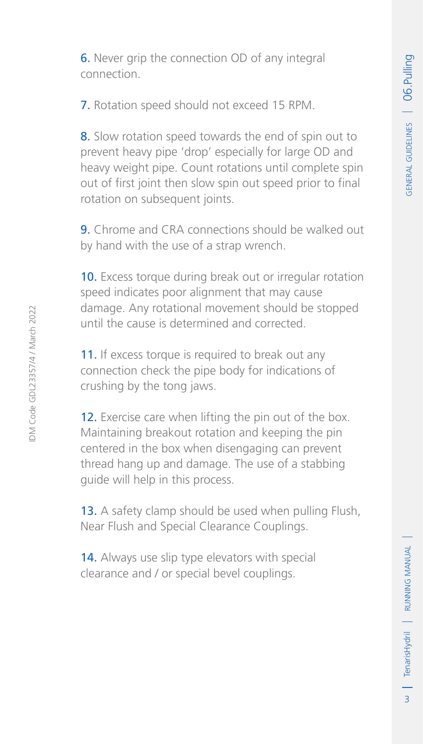6. Never grip the connection OD of any integral connection.

7. Rotation speed should not exceed 15 RPM.

8. Slow rotation speed towards the end of spin out to prevent heavy pipe 'drop' especially for large OD and heavy weight pipe. Count rotations until complete spin out of first joint then slow spin out speed prior to final rotation on subsequent joints.

9. Chrome and CRA connections should be walked out by hand with the use of a strap wrench.

10. Excess torque during break out or irregular rotation speed indicates poor alignment that may cause damage. Any rotational movement should be stopped until the cause is determined and corrected.

11. If excess torque is required to break out any connection check the pipe body for indications of crushing by the tong jaws.

12. Exercise care when lifting the pin out of the box. Maintaining breakout rotation and keeping the pin centered in the box when disengaging can prevent thread hang up and damage. The use of a stabbing guide will help in this process.

13. A safety clamp should be used when pulling Flush, Near Flush and Special Clearance Couplings.

14. Always use slip type elevators with special clearance and / or special bevel couplings.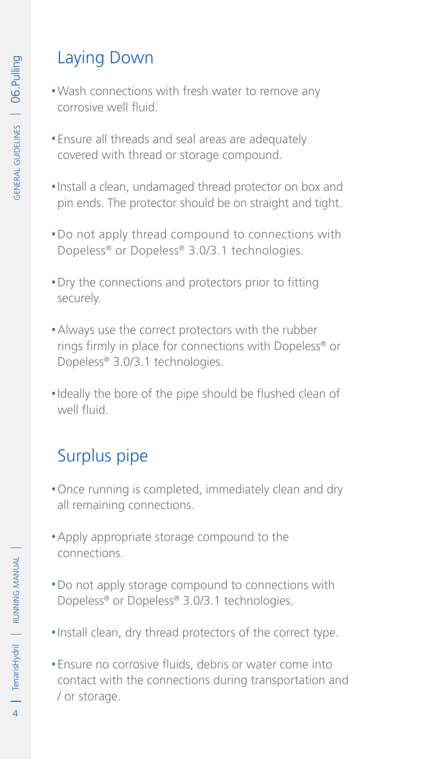## Laying Down

- Wash connections with fresh water to remove any corrosive well fluid.
- Ensure all threads and seal areas are adequately covered with thread or storage compound.
- Install a clean, undamaged thread protector on box and pin ends. The protector should be on straight and tight.
- Do not apply thread compound to connections with Dopeless® or Dopeless® 3.0/3.1 technologies.
- Dry the connections and protectors prior to fitting securely.
- Always use the correct protectors with the rubber rings firmly in place for connections with Dopeless® or Dopeless® 3.0/3.1 technologies.
- Ideally the bore of the pipe should be flushed clean of well fluid.

## Surplus pipe

- Once running is completed, immediately clean and dry all remaining connections.
- Apply appropriate storage compound to the connections.
- Do not apply storage compound to connections with Dopeless® or Dopeless® 3.0/3.1 technologies.
- Install clean, dry thread protectors of the correct type.
- Ensure no corrosive fluids, debris or water come into contact with the connections during transportation and / or storage.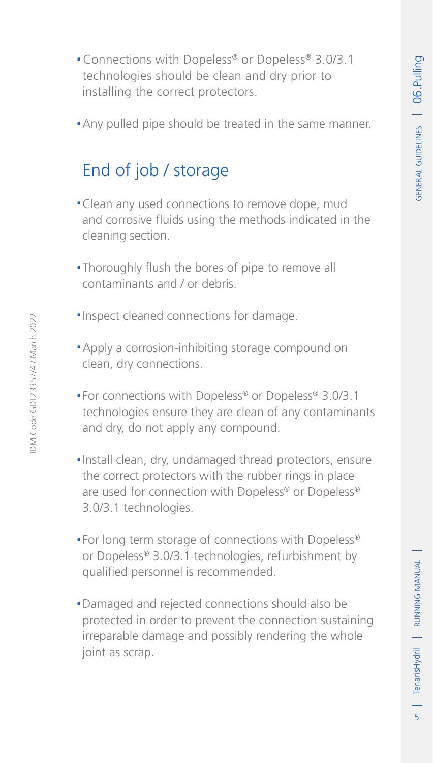- Connections with Dopeless® or Dopeless® 3.0/3.1 technologies should be clean and dry prior to installing the correct protectors.
- Any pulled pipe should be treated in the same manner.

## End of job / storage

- Clean any used connections to remove dope, mud and corrosive fluids using the methods indicated in the cleaning section.
- Thoroughly flush the bores of pipe to remove all contaminants and / or debris.
- Inspect cleaned connections for damage.
- Apply a corrosion-inhibiting storage compound on clean, dry connections.
- For connections with Dopeless® or Dopeless® 3.0/3.1 technologies ensure they are clean of any contaminants and dry, do not apply any compound.
- Install clean, dry, undamaged thread protectors, ensure the correct protectors with the rubber rings in place are used for connection with Dopeless® or Dopeless® 3.0/3.1 technologies.
- For long term storage of connections with Dopeless® or Dopeless® 3.0/3.1 technologies, refurbishment by qualified personnel is recommended.
- Damaged and rejected connections should also be protected in order to prevent the connection sustaining irreparable damage and possibly rendering the whole joint as scrap.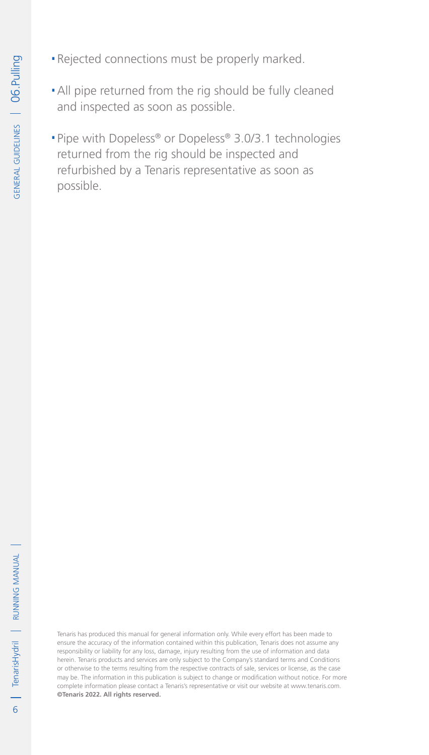- Rejected connections must be properly marked.
- All pipe returned from the rig should be fully cleaned and inspected as soon as possible.
- Pipe with Dopeless® or Dopeless® 3.0/3.1 technologies returned from the rig should be inspected and refurbished by a Tenaris representative as soon as possible.

Tenaris has produced this manual for general information only. While every effort has been made to ensure the accuracy of the information contained within this publication, Tenaris does not assume any responsibility or liability for any loss, damage, injury resulting from the use of information and data herein. Tenaris products and services are only subject to the Company's standard terms and Conditions or otherwise to the terms resulting from the respective contracts of sale, services or license, as the case may be. The information in this publication is subject to change or modification without notice. For more complete information please contact a Tenaris's representative or visit our website at www.tenaris.com.
**©Tenaris 2022. All rights reserved.**